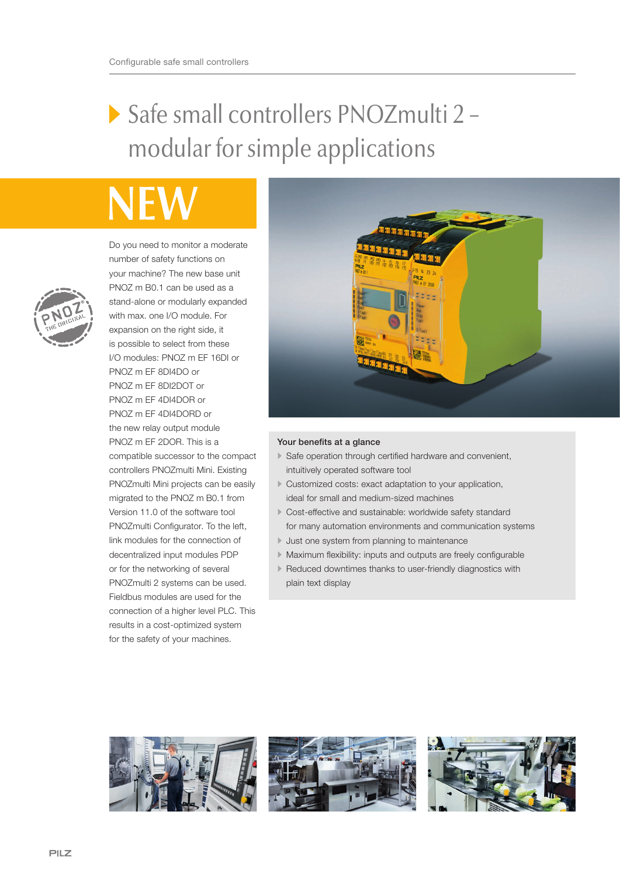# Safe small controllers PNOZmulti 2 – modular for simple applications

**NEW**

Do you need to monitor a moderate number of safety functions on your machine? The new base unit PNOZ m B0.1 can be used as a stand-alone or modularly expanded with max. one I/O module. For expansion on the right side, it is possible to select from these I/O modules: PNOZ m EF 16DI or PNOZ m EF 8DI4DO or PNOZ m EF 8DI2DOT or PNOZ m EF 4DI4DOR or PNOZ m EF 4DI4DORD or the new relay output module PNOZ m EF 2DOR. This is a compatible successor to the compact controllers PNOZmulti Mini. Existing PNOZmulti Mini projects can be easily migrated to the PNOZ m B0.1 from Version 11.0 of the software tool PNOZmulti Configurator. To the left, link modules for the connection of decentralized input modules PDP or for the networking of several PNOZmulti 2 systems can be used. Fieldbus modules are used for the connection of a higher level PLC. This results in a cost-optimized system for the safety of your machines.

### Your benefits at a glance

- Safe operation through certified hardware and convenient, intuitively operated software tool
- Customized costs: exact adaptation to your application, ideal for small and medium-sized machines
- Cost-effective and sustainable: worldwide safety standard for many automation environments and communication systems
- Just one system from planning to maintenance
- Maximum flexibility: inputs and outputs are freely configurable
- Reduced downtimes thanks to user-friendly diagnostics with plain text display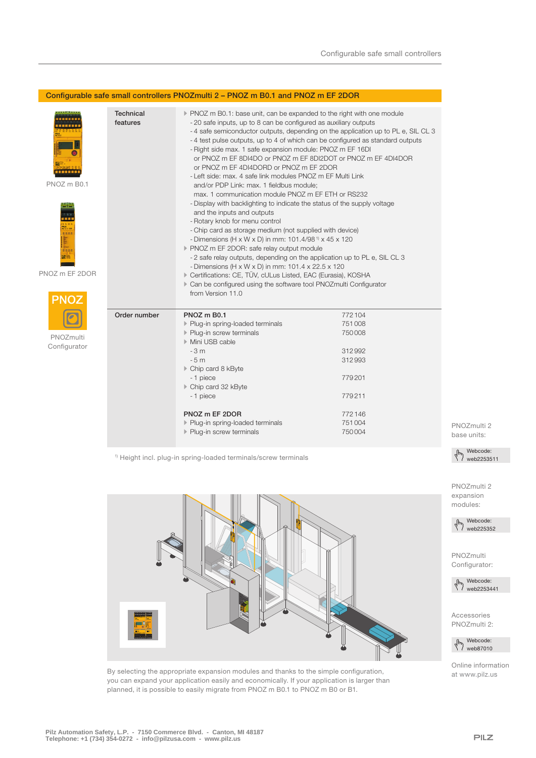## Configurable safe small controllers PNOZmulti 2 – PNOZ m B0.1 and PNOZ m EF 2DOR

PNOZ m B0.1

PNOZ m EF 2DOR

PNOZmulti Configurator

| | | |
|---|---|---|
| **Technical features** | ▸ PNOZ m B0.1: base unit, can be expanded to the right with one module<br>- 20 safe inputs, up to 8 can be configured as auxiliary outputs<br>- 4 safe semiconductor outputs, depending on the application up to PL e, SIL CL 3<br>- 4 test pulse outputs, up to 4 of which can be configured as standard outputs<br>- Right side max. 1 safe expansion module: PNOZ m EF 16DI or PNOZ m EF 8DI4DO or PNOZ m EF 8DI2DOT or PNOZ m EF 4DI4DOR or PNOZ m EF 4DI4DORD or PNOZ m EF 2DOR<br>- Left side: max. 4 safe link modules PNOZ m EF Multi Link and/or PDP Link: max. 1 fieldbus module; max. 1 communication module PNOZ m EF ETH or RS232<br>- Display with backlighting to indicate the status of the supply voltage and the inputs and outputs<br>- Rotary knob for menu control<br>- Chip card as storage medium (not supplied with device)<br>- Dimensions (H x W x D) in mm: 101.4/98 [1] x 45 x 120<br>▸ PNOZ m EF 2DOR: safe relay output module<br>- 2 safe relay outputs, depending on the application up to PL e, SIL CL 3<br>- Dimensions (H x W x D) in mm: 101.4 x 22.5 x 120<br>▸ Certifications: CE, TÜV, cULus Listed, EAC (Eurasia), KOSHA<br>▸ Can be configured using the software tool PNOZmulti Configurator from Version 11.0 | |
| **Order number** | **PNOZ m B0.1** | 772 104 |
| | ▸ Plug-in spring-loaded terminals | 751 008 |
| | ▸ Plug-in screw terminals | 750 008 |
| | ▸ Mini USB cable | |
| | - 3 m | 312 992 |
| | - 5 m | 312 993 |
| | ▸ Chip card 8 kByte | |
| | - 1 piece | 779 201 |
| | ▸ Chip card 32 kByte | |
| | - 1 piece | 779 211 |
| | **PNOZ m EF 2DOR** | 772 146 |
| | ▸ Plug-in spring-loaded terminals | 751 004 |
| | ▸ Plug-in screw terminals | 750 004 |

[1] Height incl. plug-in spring-loaded terminals/screw terminals

By selecting the appropriate expansion modules and thanks to the simple configuration, you can expand your application easily and economically. If your application is larger than planned, it is possible to easily migrate from PNOZ m B0.1 to PNOZ m B0 or B1.

PNOZmulti 2 base units:
Webcode: web2253511

PNOZmulti 2 expansion modules:
Webcode: web225352

PNOZmulti Configurator:
Webcode: web2253441

Accessories PNOZmulti 2:
Webcode: web87010

Online information at www.pilz.us

Pilz Automation Safety, L.P. - 7150 Commerce Blvd. - Canton, MI 48187
Telephone: +1 (734) 354-0272 - info@pilzusa.com - www.pilz.us